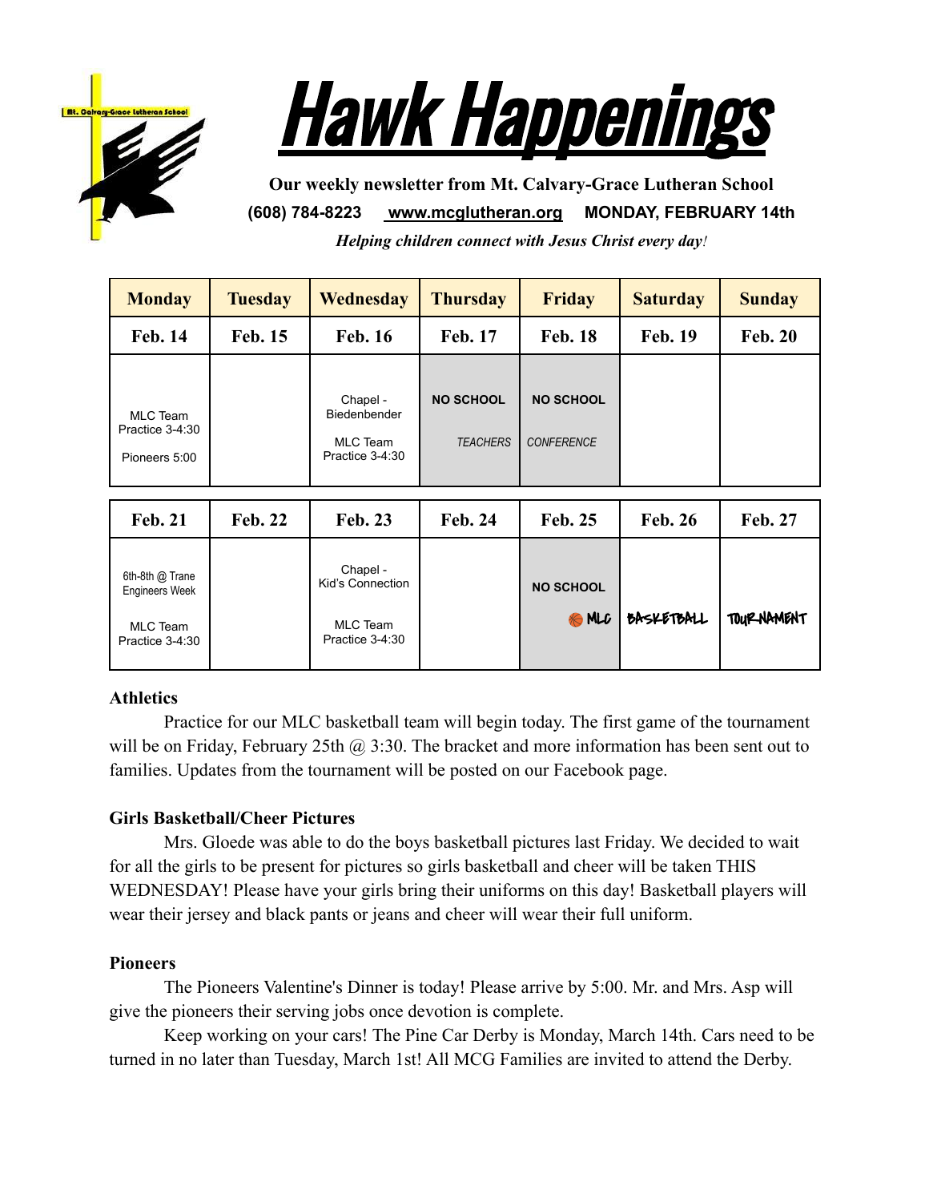# Hawk Happenings

**Our weekly newsletter from Mt. Calvary-Grace Lutheran School**

**(608) 784-8223 www.mcglutheran.org MONDAY, FEBRUARY 14th**

***Helping children connect with Jesus Christ every day!***

| Monday | Tuesday | Wednesday | Thursday | Friday | Saturday | Sunday |
|---|---|---|---|---|---|---|
| **Feb. 14** | **Feb. 15** | **Feb. 16** | **Feb. 17** | **Feb. 18** | **Feb. 19** | **Feb. 20** |
| MLC Team Practice 3-4:30<br>Pioneers 5:00 | | Chapel - Biedenbender<br>MLC Team Practice 3-4:30 | **NO SCHOOL**<br>*TEACHERS* | **NO SCHOOL**<br>*CONFERENCE* | | |
| **Feb. 21** | **Feb. 22** | **Feb. 23** | **Feb. 24** | **Feb. 25** | **Feb. 26** | **Feb. 27** |
| 6th-8th @ Trane Engineers Week<br>MLC Team Practice 3-4:30 | | Chapel - Kid's Connection<br>MLC Team Practice 3-4:30 | | **NO SCHOOL**<br>MLC | BASKETBALL | TOURNAMENT |

**Athletics**

Practice for our MLC basketball team will begin today. The first game of the tournament will be on Friday, February 25th @ 3:30. The bracket and more information has been sent out to families. Updates from the tournament will be posted on our Facebook page.

**Girls Basketball/Cheer Pictures**

Mrs. Gloede was able to do the boys basketball pictures last Friday. We decided to wait for all the girls to be present for pictures so girls basketball and cheer will be taken THIS WEDNESDAY! Please have your girls bring their uniforms on this day! Basketball players will wear their jersey and black pants or jeans and cheer will wear their full uniform.

**Pioneers**

The Pioneers Valentine's Dinner is today! Please arrive by 5:00. Mr. and Mrs. Asp will give the pioneers their serving jobs once devotion is complete.

Keep working on your cars! The Pine Car Derby is Monday, March 14th. Cars need to be turned in no later than Tuesday, March 1st! All MCG Families are invited to attend the Derby.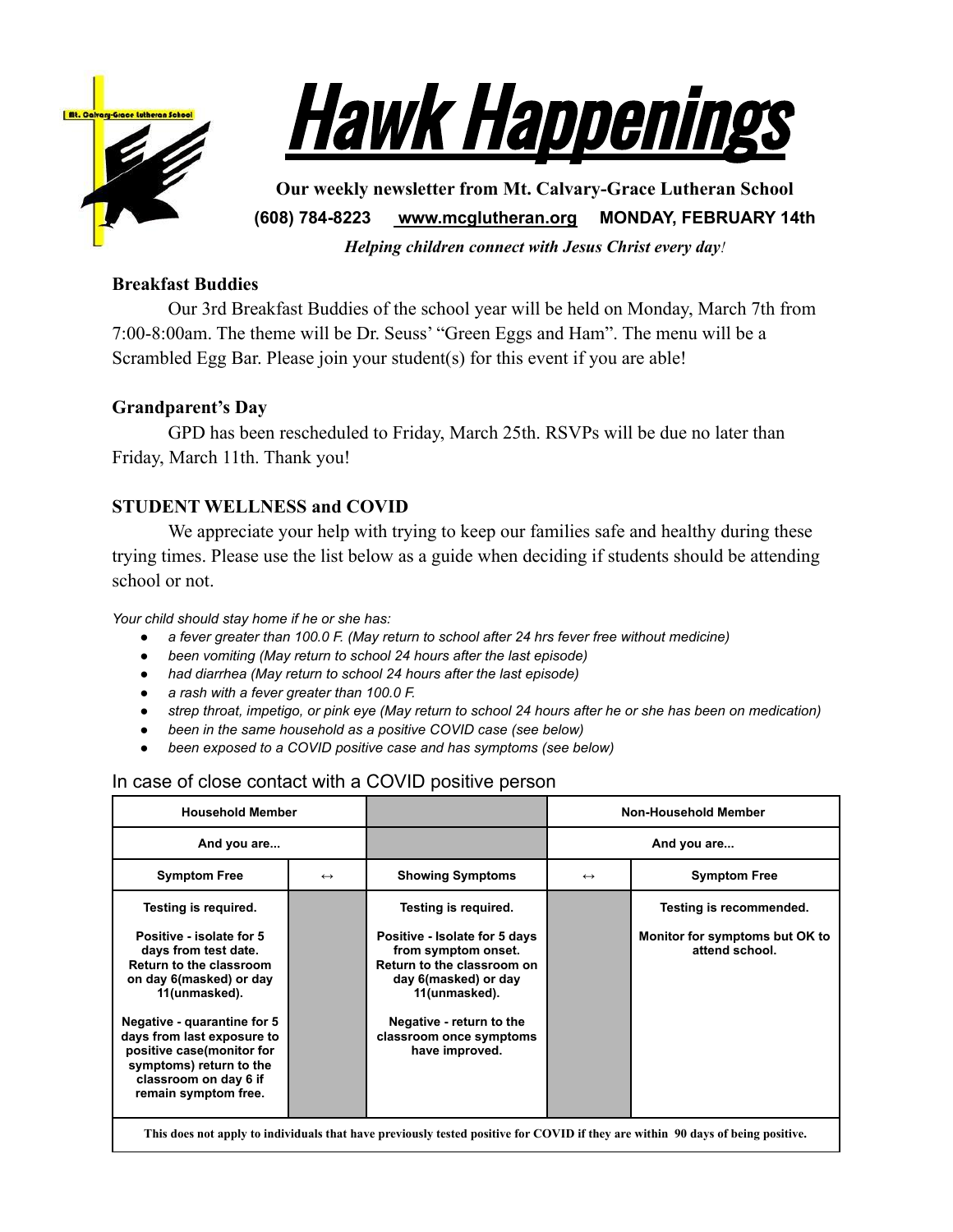# Hawk Happenings

**Our weekly newsletter from Mt. Calvary-Grace Lutheran School**

**(608) 784-8223 www.mcglutheran.org MONDAY, FEBRUARY 14th**

***Helping children connect with Jesus Christ every day!***

**Breakfast Buddies**

Our 3rd Breakfast Buddies of the school year will be held on Monday, March 7th from 7:00-8:00am. The theme will be Dr. Seuss' "Green Eggs and Ham". The menu will be a Scrambled Egg Bar. Please join your student(s) for this event if you are able!

**Grandparent's Day**

GPD has been rescheduled to Friday, March 25th. RSVPs will be due no later than Friday, March 11th. Thank you!

**STUDENT WELLNESS and COVID**

We appreciate your help with trying to keep our families safe and healthy during these trying times. Please use the list below as a guide when deciding if students should be attending school or not.

*Your child should stay home if he or she has:*

- *a fever greater than 100.0 F. (May return to school after 24 hrs fever free without medicine)*
- *been vomiting (May return to school 24 hours after the last episode)*
- *had diarrhea (May return to school 24 hours after the last episode)*
- *a rash with a fever greater than 100.0 F.*
- *strep throat, impetigo, or pink eye (May return to school 24 hours after he or she has been on medication)*
- *been in the same household as a positive COVID case (see below)*
- *been exposed to a COVID positive case and has symptoms (see below)*

In case of close contact with a COVID positive person

| Household Member | | | | Non-Household Member |
|---|---|---|---|---|
| And you are... | | | | And you are... |
| Symptom Free | ↔ | Showing Symptoms | ↔ | Symptom Free |
| Testing is required.<br><br>Positive - isolate for 5 days from test date. Return to the classroom on day 6(masked) or day 11(unmasked).<br><br>Negative - quarantine for 5 days from last exposure to positive case(monitor for symptoms) return to the classroom on day 6 if remain symptom free. | | Testing is required.<br><br>Positive - Isolate for 5 days from symptom onset. Return to the classroom on day 6(masked) or day 11(unmasked).<br><br>Negative - return to the classroom once symptoms have improved. | | Testing is recommended.<br><br>Monitor for symptoms but OK to attend school. |
| This does not apply to individuals that have previously tested positive for COVID if they are within 90 days of being positive. | | | | |